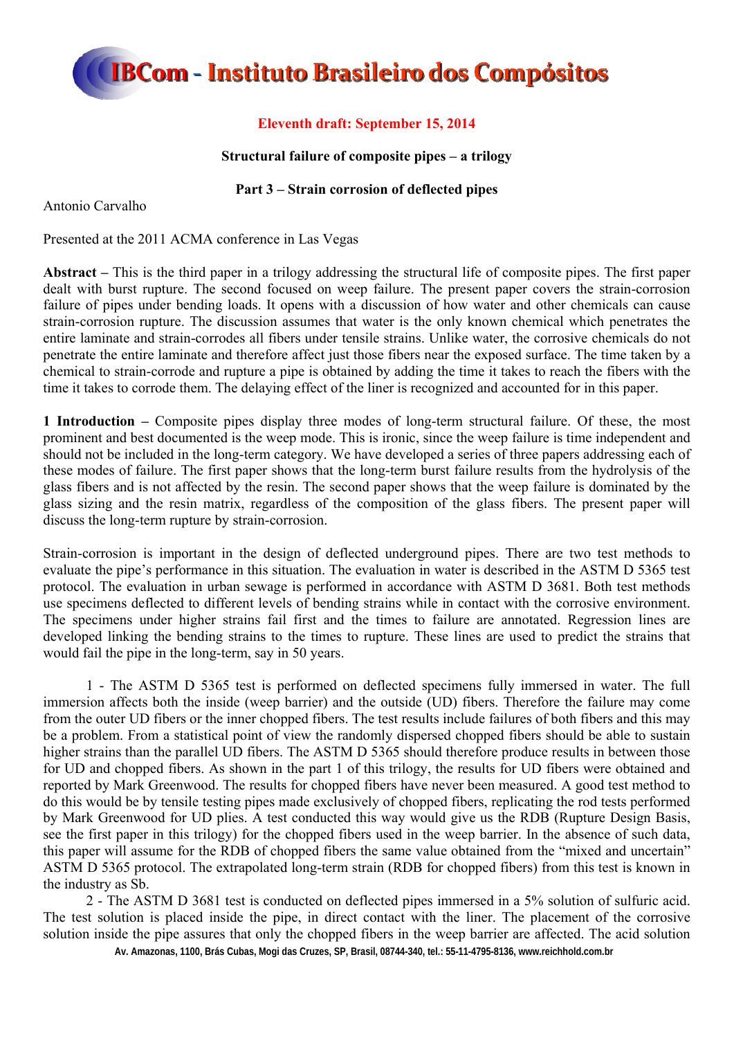IBCom - Instituto Brasileiro dos Compósitos

**Eleventh draft: September 15, 2014**

**Structural failure of composite pipes – a trilogy**

**Part 3 – Strain corrosion of deflected pipes**

Antonio Carvalho

Presented at the 2011 ACMA conference in Las Vegas

**Abstract –** This is the third paper in a trilogy addressing the structural life of composite pipes. The first paper dealt with burst rupture. The second focused on weep failure. The present paper covers the strain-corrosion failure of pipes under bending loads. It opens with a discussion of how water and other chemicals can cause strain-corrosion rupture. The discussion assumes that water is the only known chemical which penetrates the entire laminate and strain-corrodes all fibers under tensile strains. Unlike water, the corrosive chemicals do not penetrate the entire laminate and therefore affect just those fibers near the exposed surface. The time taken by a chemical to strain-corrode and rupture a pipe is obtained by adding the time it takes to reach the fibers with the time it takes to corrode them. The delaying effect of the liner is recognized and accounted for in this paper.

**1 Introduction –** Composite pipes display three modes of long-term structural failure. Of these, the most prominent and best documented is the weep mode. This is ironic, since the weep failure is time independent and should not be included in the long-term category. We have developed a series of three papers addressing each of these modes of failure. The first paper shows that the long-term burst failure results from the hydrolysis of the glass fibers and is not affected by the resin. The second paper shows that the weep failure is dominated by the glass sizing and the resin matrix, regardless of the composition of the glass fibers. The present paper will discuss the long-term rupture by strain-corrosion.

Strain-corrosion is important in the design of deflected underground pipes. There are two test methods to evaluate the pipe's performance in this situation. The evaluation in water is described in the ASTM D 5365 test protocol. The evaluation in urban sewage is performed in accordance with ASTM D 3681. Both test methods use specimens deflected to different levels of bending strains while in contact with the corrosive environment. The specimens under higher strains fail first and the times to failure are annotated. Regression lines are developed linking the bending strains to the times to rupture. These lines are used to predict the strains that would fail the pipe in the long-term, say in 50 years.

1 - The ASTM D 5365 test is performed on deflected specimens fully immersed in water. The full immersion affects both the inside (weep barrier) and the outside (UD) fibers. Therefore the failure may come from the outer UD fibers or the inner chopped fibers. The test results include failures of both fibers and this may be a problem. From a statistical point of view the randomly dispersed chopped fibers should be able to sustain higher strains than the parallel UD fibers. The ASTM D 5365 should therefore produce results in between those for UD and chopped fibers. As shown in the part 1 of this trilogy, the results for UD fibers were obtained and reported by Mark Greenwood. The results for chopped fibers have never been measured. A good test method to do this would be by tensile testing pipes made exclusively of chopped fibers, replicating the rod tests performed by Mark Greenwood for UD plies. A test conducted this way would give us the RDB (Rupture Design Basis, see the first paper in this trilogy) for the chopped fibers used in the weep barrier. In the absence of such data, this paper will assume for the RDB of chopped fibers the same value obtained from the "mixed and uncertain" ASTM D 5365 protocol. The extrapolated long-term strain (RDB for chopped fibers) from this test is known in the industry as Sb.

2 - The ASTM D 3681 test is conducted on deflected pipes immersed in a 5% solution of sulfuric acid. The test solution is placed inside the pipe, in direct contact with the liner. The placement of the corrosive solution inside the pipe assures that only the chopped fibers in the weep barrier are affected. The acid solution

Av. Amazonas, 1100, Brás Cubas, Mogi das Cruzes, SP, Brasil, 08744-340, tel.: 55-11-4795-8136, www.reichhold.com.br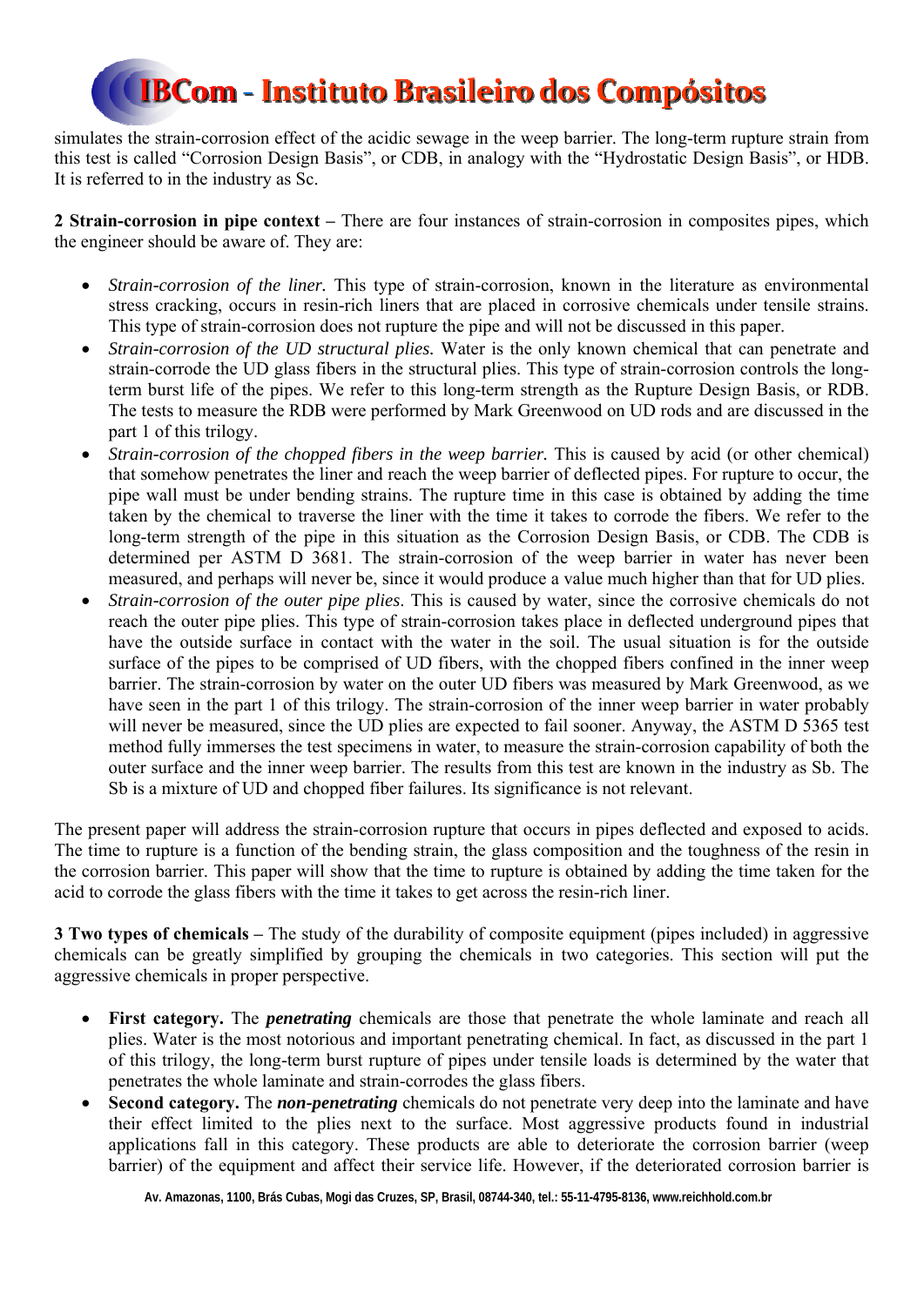simulates the strain-corrosion effect of the acidic sewage in the weep barrier. The long-term rupture strain from this test is called "Corrosion Design Basis", or CDB, in analogy with the "Hydrostatic Design Basis", or HDB. It is referred to in the industry as Sc.

**2 Strain-corrosion in pipe context –** There are four instances of strain-corrosion in composites pipes, which the engineer should be aware of. They are:

- *Strain-corrosion of the liner.* This type of strain-corrosion, known in the literature as environmental stress cracking, occurs in resin-rich liners that are placed in corrosive chemicals under tensile strains. This type of strain-corrosion does not rupture the pipe and will not be discussed in this paper.
- *Strain-corrosion of the UD structural plies.* Water is the only known chemical that can penetrate and strain-corrode the UD glass fibers in the structural plies. This type of strain-corrosion controls the long-term burst life of the pipes. We refer to this long-term strength as the Rupture Design Basis, or RDB. The tests to measure the RDB were performed by Mark Greenwood on UD rods and are discussed in the part 1 of this trilogy.
- *Strain-corrosion of the chopped fibers in the weep barrier.* This is caused by acid (or other chemical) that somehow penetrates the liner and reach the weep barrier of deflected pipes. For rupture to occur, the pipe wall must be under bending strains. The rupture time in this case is obtained by adding the time taken by the chemical to traverse the liner with the time it takes to corrode the fibers. We refer to the long-term strength of the pipe in this situation as the Corrosion Design Basis, or CDB. The CDB is determined per ASTM D 3681. The strain-corrosion of the weep barrier in water has never been measured, and perhaps will never be, since it would produce a value much higher than that for UD plies.
- *Strain-corrosion of the outer pipe plies*. This is caused by water, since the corrosive chemicals do not reach the outer pipe plies. This type of strain-corrosion takes place in deflected underground pipes that have the outside surface in contact with the water in the soil. The usual situation is for the outside surface of the pipes to be comprised of UD fibers, with the chopped fibers confined in the inner weep barrier. The strain-corrosion by water on the outer UD fibers was measured by Mark Greenwood, as we have seen in the part 1 of this trilogy. The strain-corrosion of the inner weep barrier in water probably will never be measured, since the UD plies are expected to fail sooner. Anyway, the ASTM D 5365 test method fully immerses the test specimens in water, to measure the strain-corrosion capability of both the outer surface and the inner weep barrier. The results from this test are known in the industry as Sb. The Sb is a mixture of UD and chopped fiber failures. Its significance is not relevant.

The present paper will address the strain-corrosion rupture that occurs in pipes deflected and exposed to acids. The time to rupture is a function of the bending strain, the glass composition and the toughness of the resin in the corrosion barrier. This paper will show that the time to rupture is obtained by adding the time taken for the acid to corrode the glass fibers with the time it takes to get across the resin-rich liner.

**3 Two types of chemicals –** The study of the durability of composite equipment (pipes included) in aggressive chemicals can be greatly simplified by grouping the chemicals in two categories. This section will put the aggressive chemicals in proper perspective.

- **First category.** The ***penetrating*** chemicals are those that penetrate the whole laminate and reach all plies. Water is the most notorious and important penetrating chemical. In fact, as discussed in the part 1 of this trilogy, the long-term burst rupture of pipes under tensile loads is determined by the water that penetrates the whole laminate and strain-corrodes the glass fibers.
- **Second category.** The ***non-penetrating*** chemicals do not penetrate very deep into the laminate and have their effect limited to the plies next to the surface. Most aggressive products found in industrial applications fall in this category. These products are able to deteriorate the corrosion barrier (weep barrier) of the equipment and affect their service life. However, if the deteriorated corrosion barrier is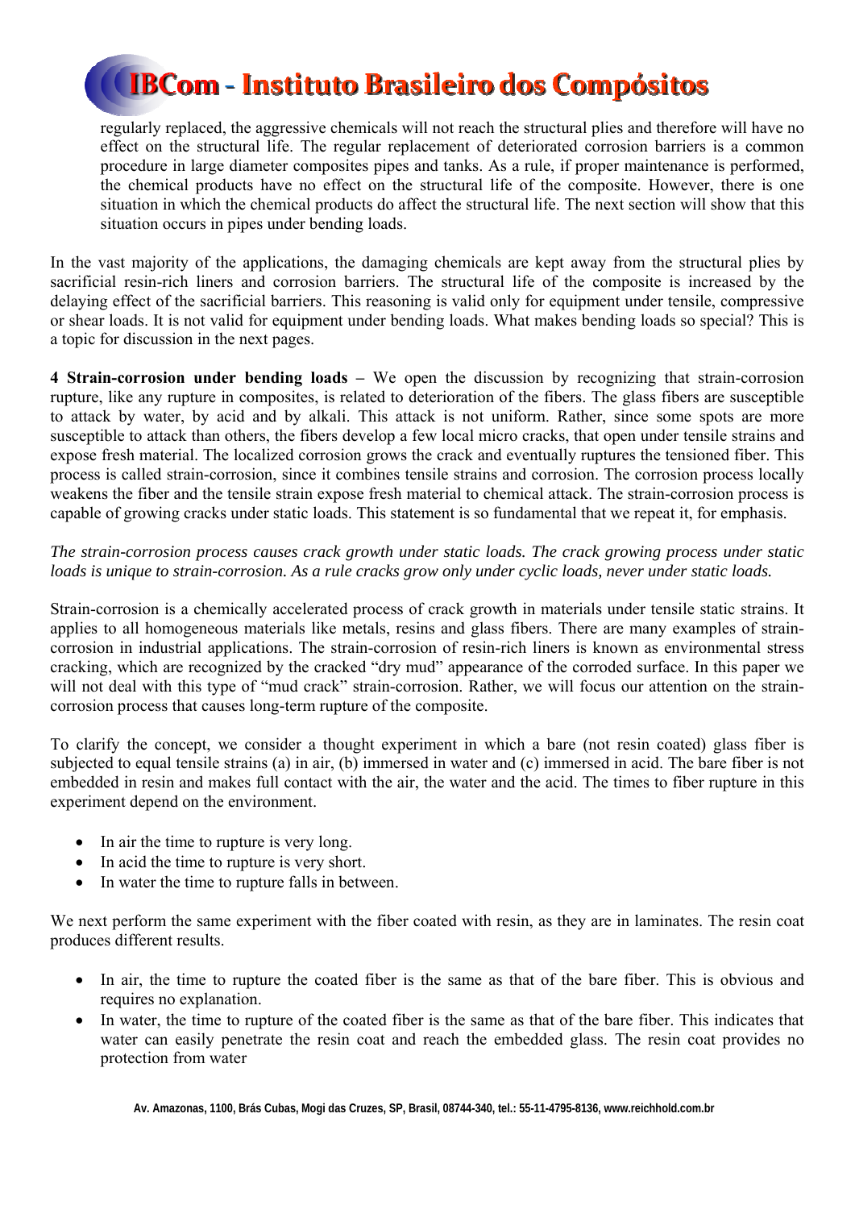regularly replaced, the aggressive chemicals will not reach the structural plies and therefore will have no effect on the structural life. The regular replacement of deteriorated corrosion barriers is a common procedure in large diameter composites pipes and tanks. As a rule, if proper maintenance is performed, the chemical products have no effect on the structural life of the composite. However, there is one situation in which the chemical products do affect the structural life. The next section will show that this situation occurs in pipes under bending loads.

In the vast majority of the applications, the damaging chemicals are kept away from the structural plies by sacrificial resin-rich liners and corrosion barriers. The structural life of the composite is increased by the delaying effect of the sacrificial barriers. This reasoning is valid only for equipment under tensile, compressive or shear loads. It is not valid for equipment under bending loads. What makes bending loads so special? This is a topic for discussion in the next pages.

**4 Strain-corrosion under bending loads –** We open the discussion by recognizing that strain-corrosion rupture, like any rupture in composites, is related to deterioration of the fibers. The glass fibers are susceptible to attack by water, by acid and by alkali. This attack is not uniform. Rather, since some spots are more susceptible to attack than others, the fibers develop a few local micro cracks, that open under tensile strains and expose fresh material. The localized corrosion grows the crack and eventually ruptures the tensioned fiber. This process is called strain-corrosion, since it combines tensile strains and corrosion. The corrosion process locally weakens the fiber and the tensile strain expose fresh material to chemical attack. The strain-corrosion process is capable of growing cracks under static loads. This statement is so fundamental that we repeat it, for emphasis.

*The strain-corrosion process causes crack growth under static loads. The crack growing process under static loads is unique to strain-corrosion. As a rule cracks grow only under cyclic loads, never under static loads.*

Strain-corrosion is a chemically accelerated process of crack growth in materials under tensile static strains. It applies to all homogeneous materials like metals, resins and glass fibers. There are many examples of strain-corrosion in industrial applications. The strain-corrosion of resin-rich liners is known as environmental stress cracking, which are recognized by the cracked "dry mud" appearance of the corroded surface. In this paper we will not deal with this type of "mud crack" strain-corrosion. Rather, we will focus our attention on the strain-corrosion process that causes long-term rupture of the composite.

To clarify the concept, we consider a thought experiment in which a bare (not resin coated) glass fiber is subjected to equal tensile strains (a) in air, (b) immersed in water and (c) immersed in acid. The bare fiber is not embedded in resin and makes full contact with the air, the water and the acid. The times to fiber rupture in this experiment depend on the environment.

- In air the time to rupture is very long.
- In acid the time to rupture is very short.
- In water the time to rupture falls in between.

We next perform the same experiment with the fiber coated with resin, as they are in laminates. The resin coat produces different results.

- In air, the time to rupture the coated fiber is the same as that of the bare fiber. This is obvious and requires no explanation.
- In water, the time to rupture of the coated fiber is the same as that of the bare fiber. This indicates that water can easily penetrate the resin coat and reach the embedded glass. The resin coat provides no protection from water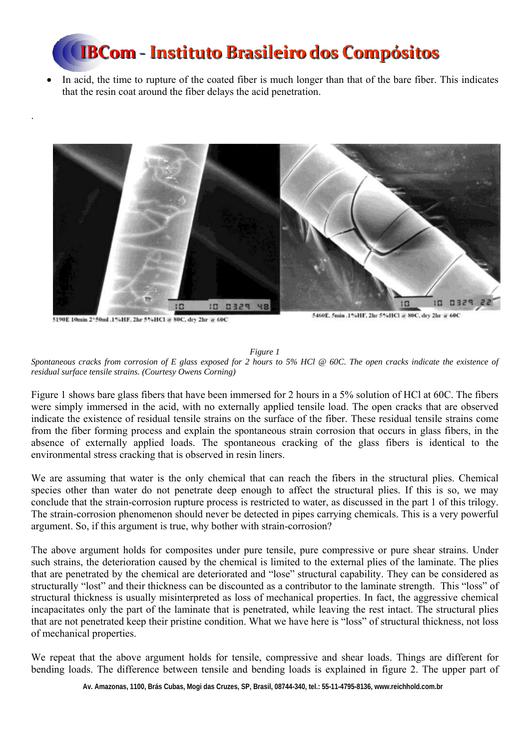- In acid, the time to rupture of the coated fiber is much longer than that of the bare fiber. This indicates that the resin coat around the fiber delays the acid penetration.

5190E 10min 2*50ml .1%HF, 2hr 5%HCl @ 80C, dry 2hr @ 60C

5460E, 5min .1%HF, 2hr 5%HCl @ 80C, dry 2hr @ 60C

*Figure 1*

*Spontaneous cracks from corrosion of E glass exposed for 2 hours to 5% HCl @ 60C. The open cracks indicate the existence of residual surface tensile strains. (Courtesy Owens Corning)*

Figure 1 shows bare glass fibers that have been immersed for 2 hours in a 5% solution of HCl at 60C. The fibers were simply immersed in the acid, with no externally applied tensile load. The open cracks that are observed indicate the existence of residual tensile strains on the surface of the fiber. These residual tensile strains come from the fiber forming process and explain the spontaneous strain corrosion that occurs in glass fibers, in the absence of externally applied loads. The spontaneous cracking of the glass fibers is identical to the environmental stress cracking that is observed in resin liners.

We are assuming that water is the only chemical that can reach the fibers in the structural plies. Chemical species other than water do not penetrate deep enough to affect the structural plies. If this is so, we may conclude that the strain-corrosion rupture process is restricted to water, as discussed in the part 1 of this trilogy. The strain-corrosion phenomenon should never be detected in pipes carrying chemicals. This is a very powerful argument. So, if this argument is true, why bother with strain-corrosion?

The above argument holds for composites under pure tensile, pure compressive or pure shear strains. Under such strains, the deterioration caused by the chemical is limited to the external plies of the laminate. The plies that are penetrated by the chemical are deteriorated and "lose" structural capability. They can be considered as structurally "lost" and their thickness can be discounted as a contributor to the laminate strength. This "loss" of structural thickness is usually misinterpreted as loss of mechanical properties. In fact, the aggressive chemical incapacitates only the part of the laminate that is penetrated, while leaving the rest intact. The structural plies that are not penetrated keep their pristine condition. What we have here is "loss" of structural thickness, not loss of mechanical properties.

We repeat that the above argument holds for tensile, compressive and shear loads. Things are different for bending loads. The difference between tensile and bending loads is explained in figure 2. The upper part of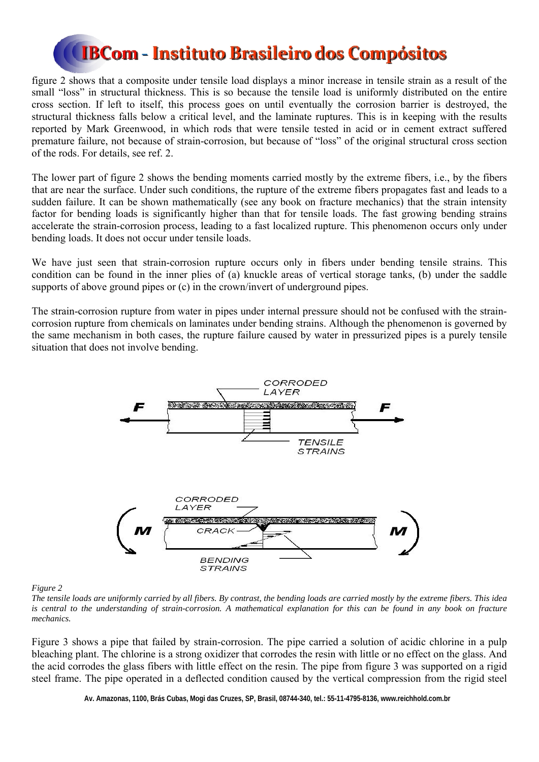figure 2 shows that a composite under tensile load displays a minor increase in tensile strain as a result of the small "loss" in structural thickness. This is so because the tensile load is uniformly distributed on the entire cross section. If left to itself, this process goes on until eventually the corrosion barrier is destroyed, the structural thickness falls below a critical level, and the laminate ruptures. This is in keeping with the results reported by Mark Greenwood, in which rods that were tensile tested in acid or in cement extract suffered premature failure, not because of strain-corrosion, but because of "loss" of the original structural cross section of the rods. For details, see ref. 2.

The lower part of figure 2 shows the bending moments carried mostly by the extreme fibers, i.e., by the fibers that are near the surface. Under such conditions, the rupture of the extreme fibers propagates fast and leads to a sudden failure. It can be shown mathematically (see any book on fracture mechanics) that the strain intensity factor for bending loads is significantly higher than that for tensile loads. The fast growing bending strains accelerate the strain-corrosion process, leading to a fast localized rupture. This phenomenon occurs only under bending loads. It does not occur under tensile loads.

We have just seen that strain-corrosion rupture occurs only in fibers under bending tensile strains. This condition can be found in the inner plies of (a) knuckle areas of vertical storage tanks, (b) under the saddle supports of above ground pipes or (c) in the crown/invert of underground pipes.

The strain-corrosion rupture from water in pipes under internal pressure should not be confused with the strain-corrosion rupture from chemicals on laminates under bending strains. Although the phenomenon is governed by the same mechanism in both cases, the rupture failure caused by water in pressurized pipes is a purely tensile situation that does not involve bending.

*Figure 2*

*The tensile loads are uniformly carried by all fibers. By contrast, the bending loads are carried mostly by the extreme fibers. This idea is central to the understanding of strain-corrosion. A mathematical explanation for this can be found in any book on fracture mechanics.*

Figure 3 shows a pipe that failed by strain-corrosion. The pipe carried a solution of acidic chlorine in a pulp bleaching plant. The chlorine is a strong oxidizer that corrodes the resin with little or no effect on the glass. And the acid corrodes the glass fibers with little effect on the resin. The pipe from figure 3 was supported on a rigid steel frame. The pipe operated in a deflected condition caused by the vertical compression from the rigid steel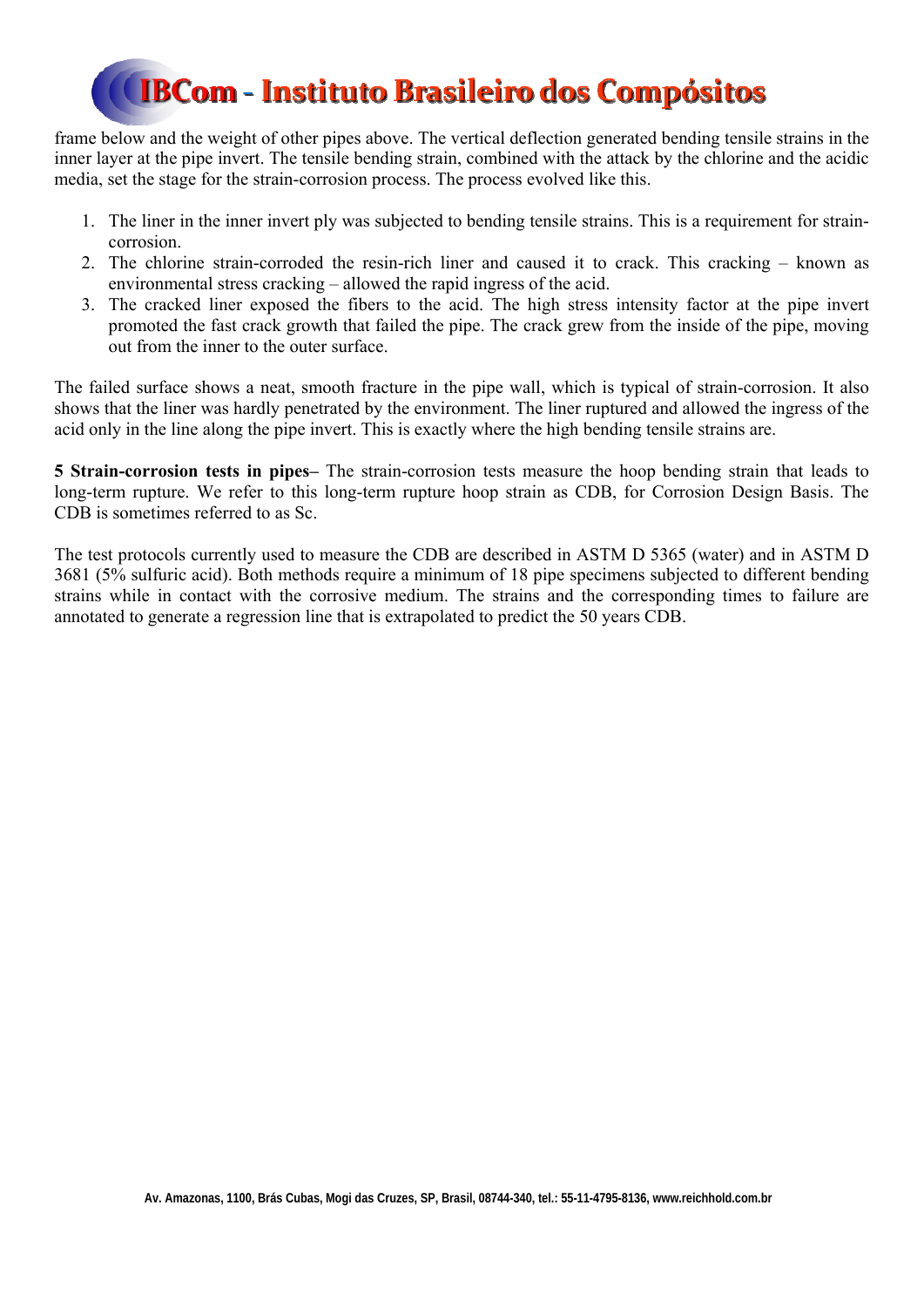frame below and the weight of other pipes above. The vertical deflection generated bending tensile strains in the inner layer at the pipe invert. The tensile bending strain, combined with the attack by the chlorine and the acidic media, set the stage for the strain-corrosion process. The process evolved like this.

1. The liner in the inner invert ply was subjected to bending tensile strains. This is a requirement for strain-corrosion.
2. The chlorine strain-corroded the resin-rich liner and caused it to crack. This cracking – known as environmental stress cracking – allowed the rapid ingress of the acid.
3. The cracked liner exposed the fibers to the acid. The high stress intensity factor at the pipe invert promoted the fast crack growth that failed the pipe. The crack grew from the inside of the pipe, moving out from the inner to the outer surface.

The failed surface shows a neat, smooth fracture in the pipe wall, which is typical of strain-corrosion. It also shows that the liner was hardly penetrated by the environment. The liner ruptured and allowed the ingress of the acid only in the line along the pipe invert. This is exactly where the high bending tensile strains are.

**5 Strain-corrosion tests in pipes–** The strain-corrosion tests measure the hoop bending strain that leads to long-term rupture. We refer to this long-term rupture hoop strain as CDB, for Corrosion Design Basis. The CDB is sometimes referred to as Sc.

The test protocols currently used to measure the CDB are described in ASTM D 5365 (water) and in ASTM D 3681 (5% sulfuric acid). Both methods require a minimum of 18 pipe specimens subjected to different bending strains while in contact with the corrosive medium. The strains and the corresponding times to failure are annotated to generate a regression line that is extrapolated to predict the 50 years CDB.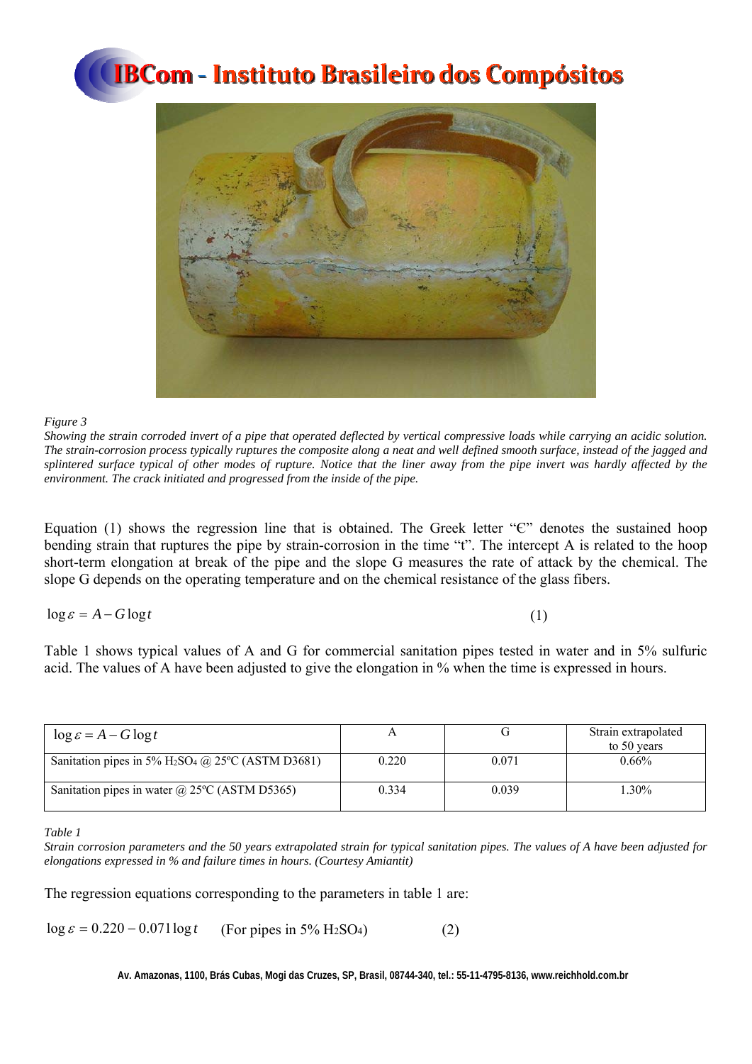*Figure 3*

*Showing the strain corroded invert of a pipe that operated deflected by vertical compressive loads while carrying an acidic solution. The strain-corrosion process typically ruptures the composite along a neat and well defined smooth surface, instead of the jagged and splintered surface typical of other modes of rupture. Notice that the liner away from the pipe invert was hardly affected by the environment. The crack initiated and progressed from the inside of the pipe.*

Equation (1) shows the regression line that is obtained. The Greek letter "Є" denotes the sustained hoop bending strain that ruptures the pipe by strain-corrosion in the time "t". The intercept A is related to the hoop short-term elongation at break of the pipe and the slope G measures the rate of attack by the chemical. The slope G depends on the operating temperature and on the chemical resistance of the glass fibers.

$$\log \varepsilon = A - G \log t \qquad (1)$$

Table 1 shows typical values of A and G for commercial sanitation pipes tested in water and in 5% sulfuric acid. The values of A have been adjusted to give the elongation in % when the time is expressed in hours.

| $\log \varepsilon = A - G \log t$ | A | G | Strain extrapolated to 50 years |
|---|---|---|---|
| Sanitation pipes in 5% $H_2SO_4$ @ 25ºC (ASTM D3681) | 0.220 | 0.071 | 0.66% |
| Sanitation pipes in water @ 25ºC (ASTM D5365) | 0.334 | 0.039 | 1.30% |

*Table 1*

*Strain corrosion parameters and the 50 years extrapolated strain for typical sanitation pipes. The values of A have been adjusted for elongations expressed in % and failure times in hours. (Courtesy Amiantit)*

The regression equations corresponding to the parameters in table 1 are:

$$\log \varepsilon = 0.220 - 0.071 \log t \qquad \text{(For pipes in 5\% } H_2SO_4\text{)} \qquad (2)$$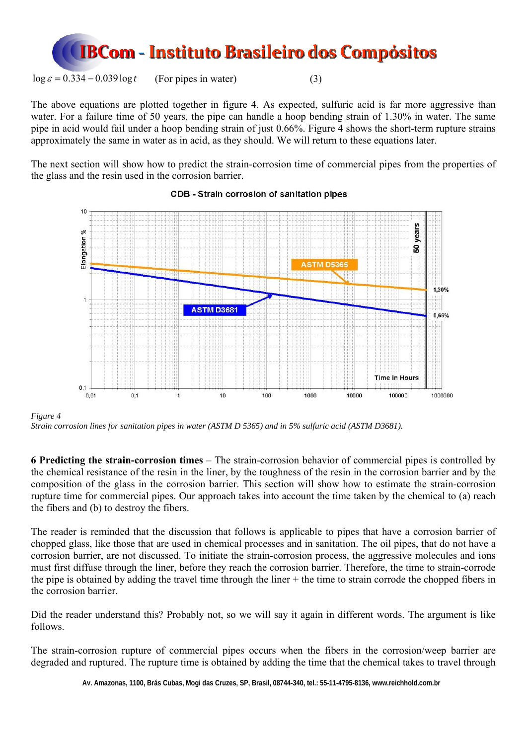$$\log \varepsilon = 0.334 - 0.039 \log t \qquad \text{(For pipes in water)} \qquad (3)$$

The above equations are plotted together in figure 4. As expected, sulfuric acid is far more aggressive than water. For a failure time of 50 years, the pipe can handle a hoop bending strain of 1.30% in water. The same pipe in acid would fail under a hoop bending strain of just 0.66%. Figure 4 shows the short-term rupture strains approximately the same in water as in acid, as they should. We will return to these equations later.

The next section will show how to predict the strain-corrosion time of commercial pipes from the properties of the glass and the resin used in the corrosion barrier.

*Figure 4*
*Strain corrosion lines for sanitation pipes in water (ASTM D 5365) and in 5% sulfuric acid (ASTM D3681).*

**6 Predicting the strain-corrosion times** – The strain-corrosion behavior of commercial pipes is controlled by the chemical resistance of the resin in the liner, by the toughness of the resin in the corrosion barrier and by the composition of the glass in the corrosion barrier. This section will show how to estimate the strain-corrosion rupture time for commercial pipes. Our approach takes into account the time taken by the chemical to (a) reach the fibers and (b) to destroy the fibers.

The reader is reminded that the discussion that follows is applicable to pipes that have a corrosion barrier of chopped glass, like those that are used in chemical processes and in sanitation. The oil pipes, that do not have a corrosion barrier, are not discussed. To initiate the strain-corrosion process, the aggressive molecules and ions must first diffuse through the liner, before they reach the corrosion barrier. Therefore, the time to strain-corrode the pipe is obtained by adding the travel time through the liner + the time to strain corrode the chopped fibers in the corrosion barrier.

Did the reader understand this? Probably not, so we will say it again in different words. The argument is like follows.

The strain-corrosion rupture of commercial pipes occurs when the fibers in the corrosion/weep barrier are degraded and ruptured. The rupture time is obtained by adding the time that the chemical takes to travel through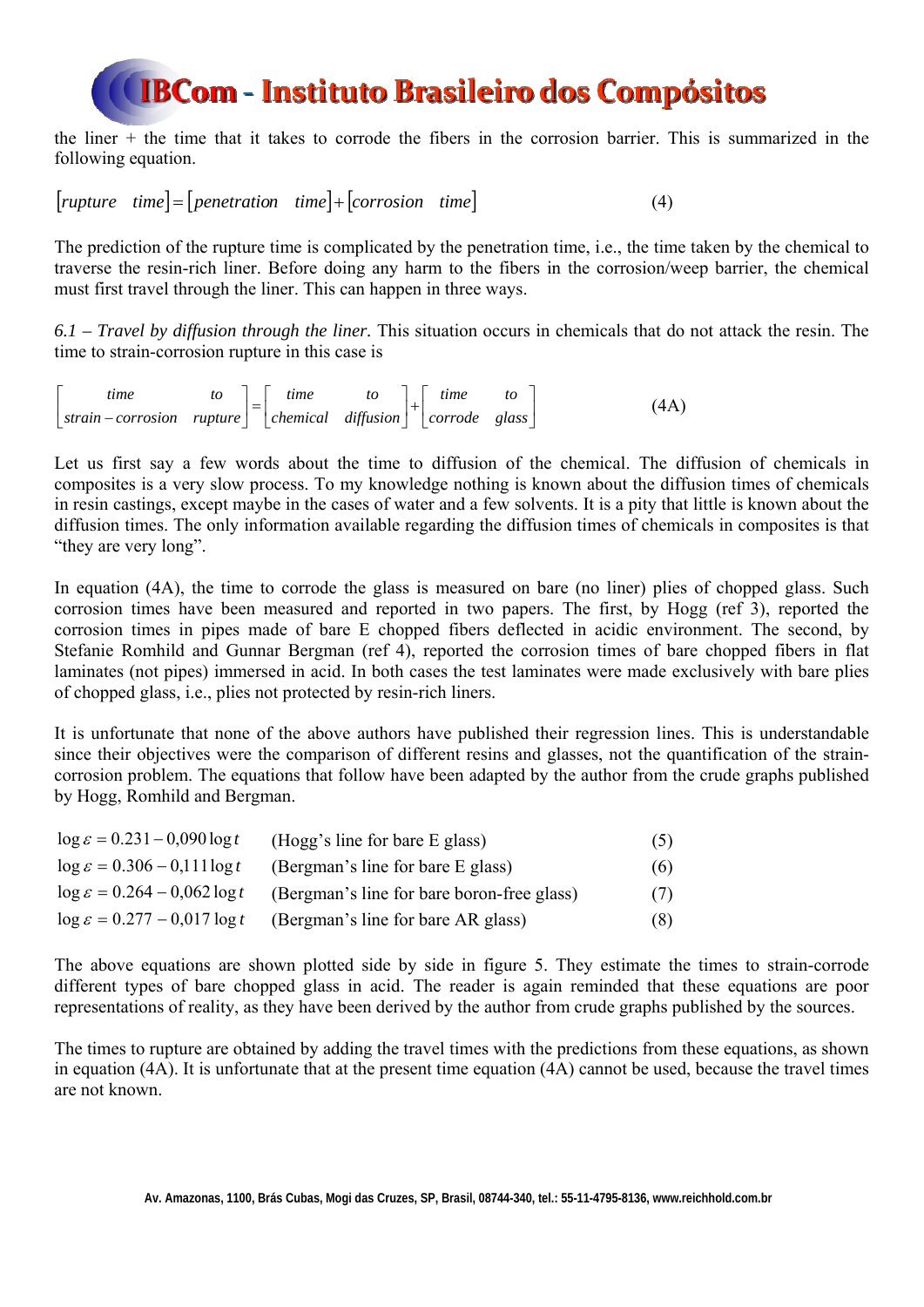the liner + the time that it takes to corrode the fibers in the corrosion barrier. This is summarized in the following equation.

$$[rupture \quad time] = [penetration \quad time] + [corrosion \quad time] \tag{4}$$

The prediction of the rupture time is complicated by the penetration time, i.e., the time taken by the chemical to traverse the resin-rich liner. Before doing any harm to the fibers in the corrosion/weep barrier, the chemical must first travel through the liner. This can happen in three ways.

*6.1 – Travel by diffusion through the liner.* This situation occurs in chemicals that do not attack the resin. The time to strain-corrosion rupture in this case is

$$\begin{bmatrix} time & to \\ strain-corrosion & rupture \end{bmatrix} = \begin{bmatrix} time & to \\ chemical & diffusion \end{bmatrix} + \begin{bmatrix} time & to \\ corrode & glass \end{bmatrix} \tag{4A}$$

Let us first say a few words about the time to diffusion of the chemical. The diffusion of chemicals in composites is a very slow process. To my knowledge nothing is known about the diffusion times of chemicals in resin castings, except maybe in the cases of water and a few solvents. It is a pity that little is known about the diffusion times. The only information available regarding the diffusion times of chemicals in composites is that "they are very long".

In equation (4A), the time to corrode the glass is measured on bare (no liner) plies of chopped glass. Such corrosion times have been measured and reported in two papers. The first, by Hogg (ref 3), reported the corrosion times in pipes made of bare E chopped fibers deflected in acidic environment. The second, by Stefanie Romhild and Gunnar Bergman (ref 4), reported the corrosion times of bare chopped fibers in flat laminates (not pipes) immersed in acid. In both cases the test laminates were made exclusively with bare plies of chopped glass, i.e., plies not protected by resin-rich liners.

It is unfortunate that none of the above authors have published their regression lines. This is understandable since their objectives were the comparison of different resins and glasses, not the quantification of the strain-corrosion problem. The equations that follow have been adapted by the author from the crude graphs published by Hogg, Romhild and Bergman.

$$\log \varepsilon = 0.231 - 0{,}090 \log t \quad \text{(Hogg's line for bare E glass)} \tag{5}$$

$$\log \varepsilon = 0.306 - 0{,}111 \log t \quad \text{(Bergman's line for bare E glass)} \tag{6}$$

$$\log \varepsilon = 0.264 - 0{,}062 \log t \quad \text{(Bergman's line for bare boron-free glass)} \tag{7}$$

$$\log \varepsilon = 0.277 - 0{,}017 \log t \quad \text{(Bergman's line for bare AR glass)} \tag{8}$$

The above equations are shown plotted side by side in figure 5. They estimate the times to strain-corrode different types of bare chopped glass in acid. The reader is again reminded that these equations are poor representations of reality, as they have been derived by the author from crude graphs published by the sources.

The times to rupture are obtained by adding the travel times with the predictions from these equations, as shown in equation (4A). It is unfortunate that at the present time equation (4A) cannot be used, because the travel times are not known.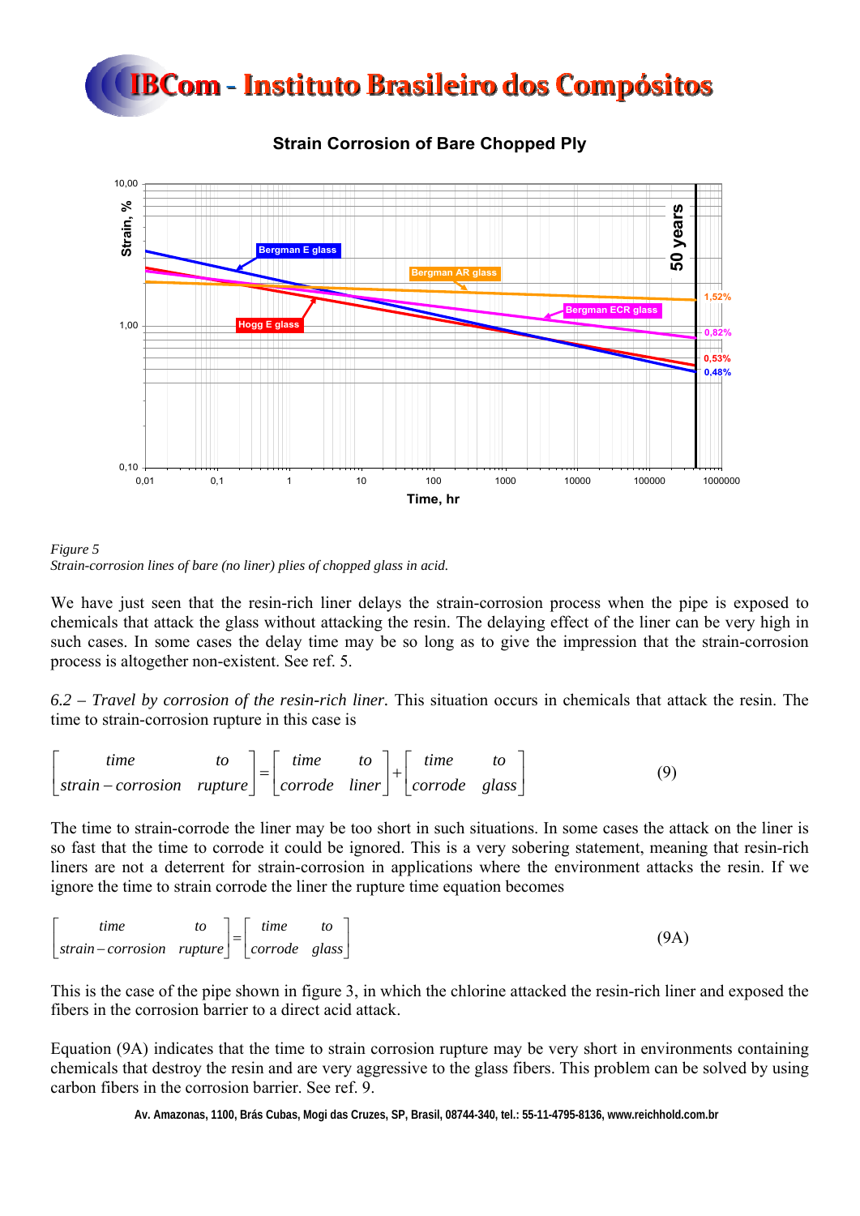Figure 5
Strain-corrosion lines of bare (no liner) plies of chopped glass in acid.

We have just seen that the resin-rich liner delays the strain-corrosion process when the pipe is exposed to chemicals that attack the glass without attacking the resin. The delaying effect of the liner can be very high in such cases. In some cases the delay time may be so long as to give the impression that the strain-corrosion process is altogether non-existent. See ref. 5.

*6.2 – Travel by corrosion of the resin-rich liner.* This situation occurs in chemicals that attack the resin. The time to strain-corrosion rupture in this case is

$$\begin{bmatrix} \text{time} & \text{to} \\ \text{strain-corrosion} & \text{rupture} \end{bmatrix} = \begin{bmatrix} \text{time} & \text{to} \\ \text{corrode} & \text{liner} \end{bmatrix} + \begin{bmatrix} \text{time} & \text{to} \\ \text{corrode} & \text{glass} \end{bmatrix} \tag{9}$$

The time to strain-corrode the liner may be too short in such situations. In some cases the attack on the liner is so fast that the time to corrode it could be ignored. This is a very sobering statement, meaning that resin-rich liners are not a deterrent for strain-corrosion in applications where the environment attacks the resin. If we ignore the time to strain corrode the liner the rupture time equation becomes

$$\begin{bmatrix} \text{time} & \text{to} \\ \text{strain-corrosion} & \text{rupture} \end{bmatrix} = \begin{bmatrix} \text{time} & \text{to} \\ \text{corrode} & \text{glass} \end{bmatrix} \tag{9A}$$

This is the case of the pipe shown in figure 3, in which the chlorine attacked the resin-rich liner and exposed the fibers in the corrosion barrier to a direct acid attack.

Equation (9A) indicates that the time to strain corrosion rupture may be very short in environments containing chemicals that destroy the resin and are very aggressive to the glass fibers. This problem can be solved by using carbon fibers in the corrosion barrier. See ref. 9.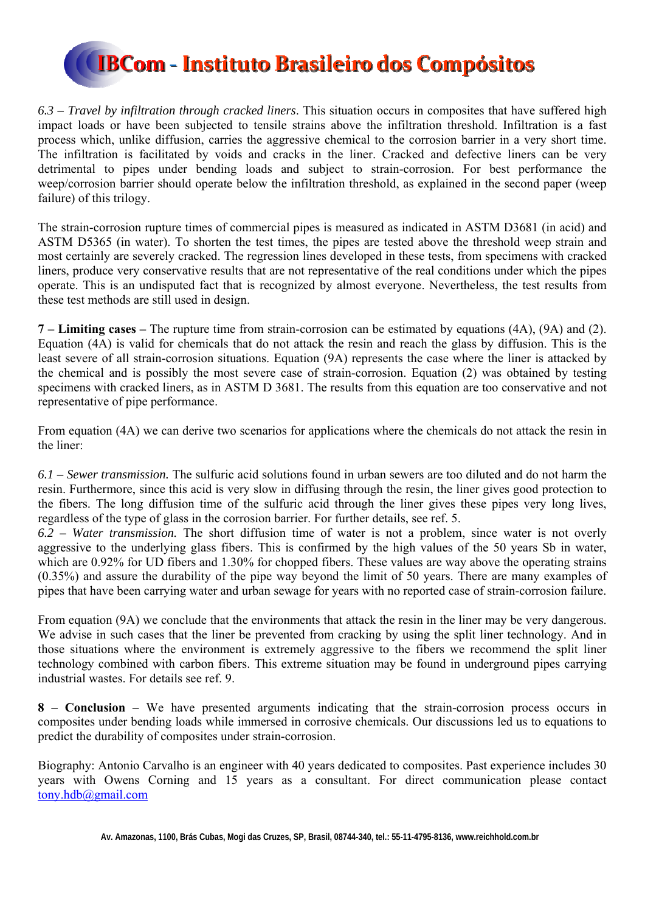*6.3 – Travel by infiltration through cracked liners*. This situation occurs in composites that have suffered high impact loads or have been subjected to tensile strains above the infiltration threshold. Infiltration is a fast process which, unlike diffusion, carries the aggressive chemical to the corrosion barrier in a very short time. The infiltration is facilitated by voids and cracks in the liner. Cracked and defective liners can be very detrimental to pipes under bending loads and subject to strain-corrosion. For best performance the weep/corrosion barrier should operate below the infiltration threshold, as explained in the second paper (weep failure) of this trilogy.

The strain-corrosion rupture times of commercial pipes is measured as indicated in ASTM D3681 (in acid) and ASTM D5365 (in water). To shorten the test times, the pipes are tested above the threshold weep strain and most certainly are severely cracked. The regression lines developed in these tests, from specimens with cracked liners, produce very conservative results that are not representative of the real conditions under which the pipes operate. This is an undisputed fact that is recognized by almost everyone. Nevertheless, the test results from these test methods are still used in design.

**7 – Limiting cases –** The rupture time from strain-corrosion can be estimated by equations (4A), (9A) and (2). Equation (4A) is valid for chemicals that do not attack the resin and reach the glass by diffusion. This is the least severe of all strain-corrosion situations. Equation (9A) represents the case where the liner is attacked by the chemical and is possibly the most severe case of strain-corrosion. Equation (2) was obtained by testing specimens with cracked liners, as in ASTM D 3681. The results from this equation are too conservative and not representative of pipe performance.

From equation (4A) we can derive two scenarios for applications where the chemicals do not attack the resin in the liner:

*6.1 – Sewer transmission.* The sulfuric acid solutions found in urban sewers are too diluted and do not harm the resin. Furthermore, since this acid is very slow in diffusing through the resin, the liner gives good protection to the fibers. The long diffusion time of the sulfuric acid through the liner gives these pipes very long lives, regardless of the type of glass in the corrosion barrier. For further details, see ref. 5.

*6.2 – Water transmission.* The short diffusion time of water is not a problem, since water is not overly aggressive to the underlying glass fibers. This is confirmed by the high values of the 50 years Sb in water, which are 0.92% for UD fibers and 1.30% for chopped fibers. These values are way above the operating strains (0.35%) and assure the durability of the pipe way beyond the limit of 50 years. There are many examples of pipes that have been carrying water and urban sewage for years with no reported case of strain-corrosion failure.

From equation (9A) we conclude that the environments that attack the resin in the liner may be very dangerous. We advise in such cases that the liner be prevented from cracking by using the split liner technology. And in those situations where the environment is extremely aggressive to the fibers we recommend the split liner technology combined with carbon fibers. This extreme situation may be found in underground pipes carrying industrial wastes. For details see ref. 9.

**8 – Conclusion –** We have presented arguments indicating that the strain-corrosion process occurs in composites under bending loads while immersed in corrosive chemicals. Our discussions led us to equations to predict the durability of composites under strain-corrosion.

Biography: Antonio Carvalho is an engineer with 40 years dedicated to composites. Past experience includes 30 years with Owens Corning and 15 years as a consultant. For direct communication please contact tony.hdb@gmail.com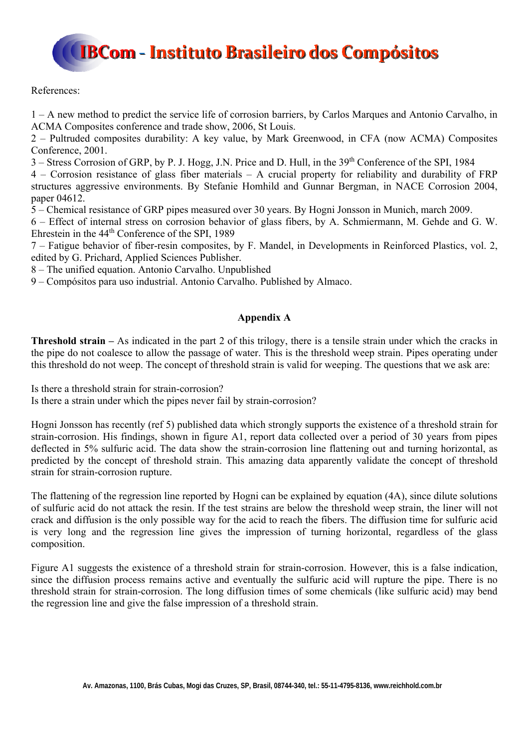References:

1 – A new method to predict the service life of corrosion barriers, by Carlos Marques and Antonio Carvalho, in ACMA Composites conference and trade show, 2006, St Louis.

2 – Pultruded composites durability: A key value, by Mark Greenwood, in CFA (now ACMA) Composites Conference, 2001.

3 – Stress Corrosion of GRP, by P. J. Hogg, J.N. Price and D. Hull, in the 39th Conference of the SPI, 1984

4 – Corrosion resistance of glass fiber materials – A crucial property for reliability and durability of FRP structures aggressive environments. By Stefanie Homhild and Gunnar Bergman, in NACE Corrosion 2004, paper 04612.

5 – Chemical resistance of GRP pipes measured over 30 years. By Hogni Jonsson in Munich, march 2009.

6 – Effect of internal stress on corrosion behavior of glass fibers, by A. Schmiermann, M. Gehde and G. W. Ehrestein in the 44th Conference of the SPI, 1989

7 – Fatigue behavior of fiber-resin composites, by F. Mandel, in Developments in Reinforced Plastics, vol. 2, edited by G. Prichard, Applied Sciences Publisher.

8 – The unified equation. Antonio Carvalho. Unpublished

9 – Compósitos para uso industrial. Antonio Carvalho. Published by Almaco.

## Appendix A

**Threshold strain –** As indicated in the part 2 of this trilogy, there is a tensile strain under which the cracks in the pipe do not coalesce to allow the passage of water. This is the threshold weep strain. Pipes operating under this threshold do not weep. The concept of threshold strain is valid for weeping. The questions that we ask are:

Is there a threshold strain for strain-corrosion?
Is there a strain under which the pipes never fail by strain-corrosion?

Hogni Jonsson has recently (ref 5) published data which strongly supports the existence of a threshold strain for strain-corrosion. His findings, shown in figure A1, report data collected over a period of 30 years from pipes deflected in 5% sulfuric acid. The data show the strain-corrosion line flattening out and turning horizontal, as predicted by the concept of threshold strain. This amazing data apparently validate the concept of threshold strain for strain-corrosion rupture.

The flattening of the regression line reported by Hogni can be explained by equation (4A), since dilute solutions of sulfuric acid do not attack the resin. If the test strains are below the threshold weep strain, the liner will not crack and diffusion is the only possible way for the acid to reach the fibers. The diffusion time for sulfuric acid is very long and the regression line gives the impression of turning horizontal, regardless of the glass composition.

Figure A1 suggests the existence of a threshold strain for strain-corrosion. However, this is a false indication, since the diffusion process remains active and eventually the sulfuric acid will rupture the pipe. There is no threshold strain for strain-corrosion. The long diffusion times of some chemicals (like sulfuric acid) may bend the regression line and give the false impression of a threshold strain.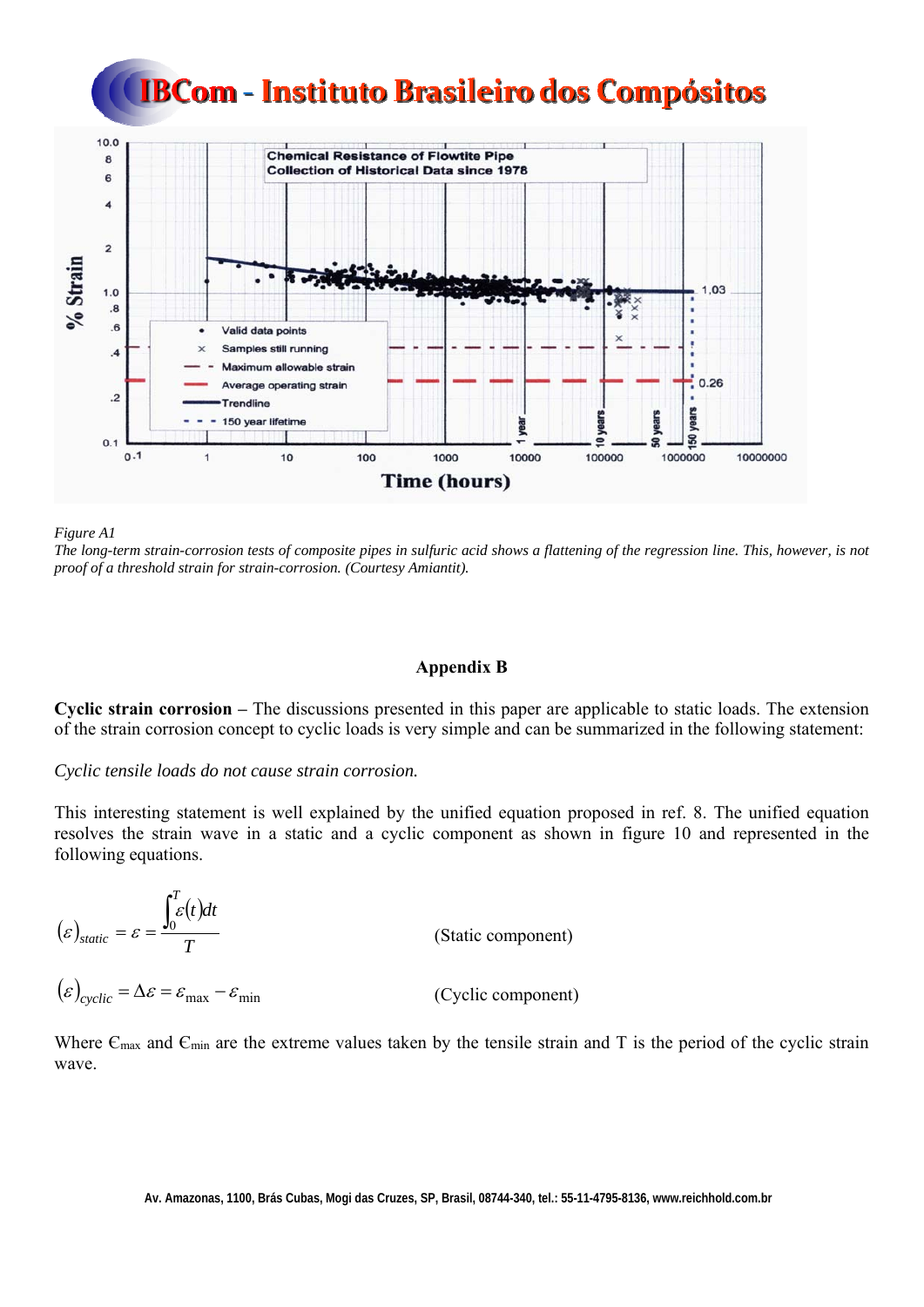*Figure A1*

*The long-term strain-corrosion tests of composite pipes in sulfuric acid shows a flattening of the regression line. This, however, is not proof of a threshold strain for strain-corrosion. (Courtesy Amiantit).*

## Appendix B

**Cyclic strain corrosion –** The discussions presented in this paper are applicable to static loads. The extension of the strain corrosion concept to cyclic loads is very simple and can be summarized in the following statement:

*Cyclic tensile loads do not cause strain corrosion.*

This interesting statement is well explained by the unified equation proposed in ref. 8. The unified equation resolves the strain wave in a static and a cyclic component as shown in figure 10 and represented in the following equations.

$$(\varepsilon)_{static} = \varepsilon = \frac{\int_0^T \varepsilon(t)dt}{T} \qquad \text{(Static component)}$$

$$(\varepsilon)_{cyclic} = \Delta\varepsilon = \varepsilon_{\max} - \varepsilon_{\min} \qquad \text{(Cyclic component)}$$

Where $\varepsilon_{max}$ and $\varepsilon_{min}$ are the extreme values taken by the tensile strain and T is the period of the cyclic strain wave.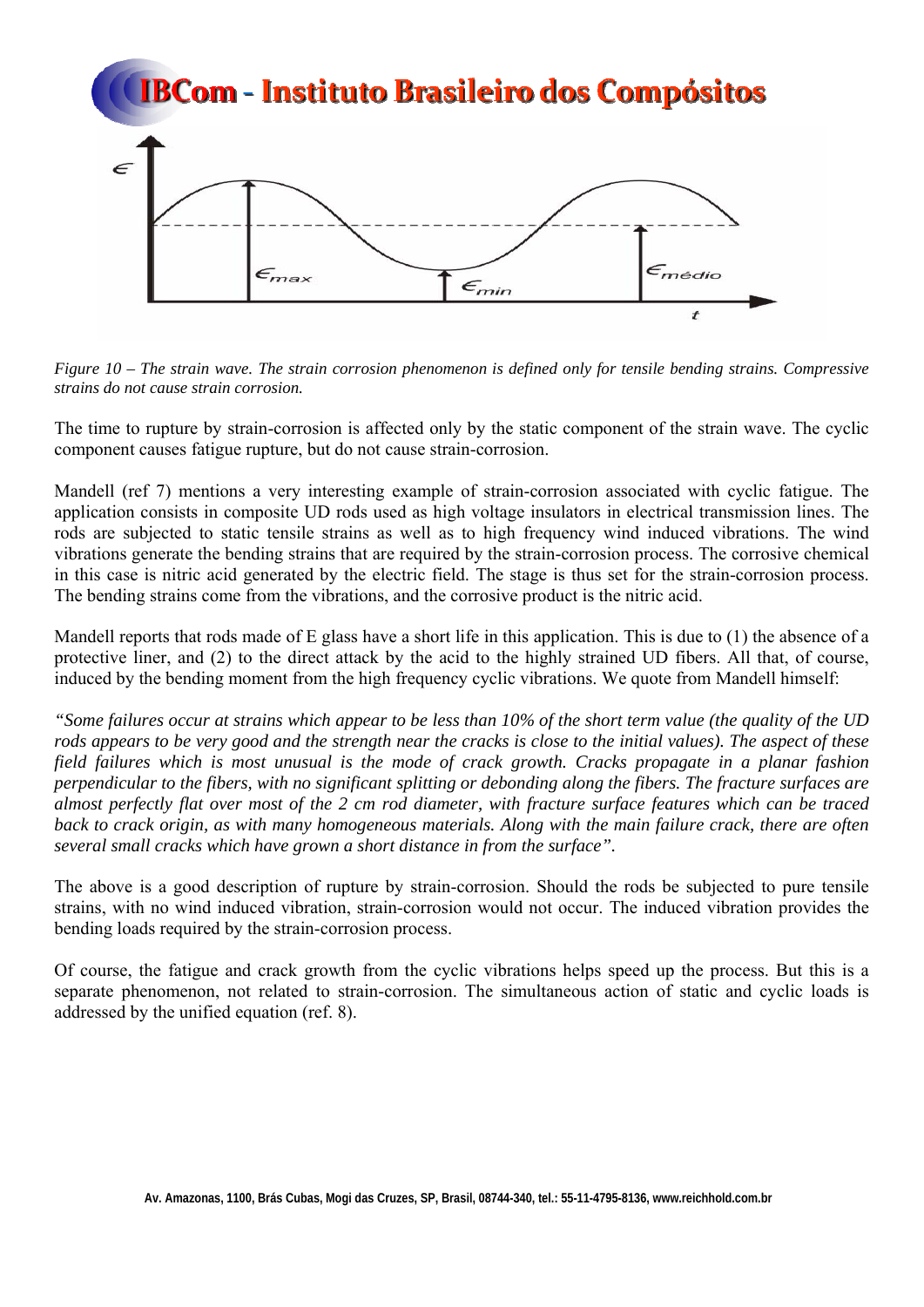$\epsilon$

$\epsilon_{max}$

$\epsilon_{min}$

$\epsilon_{médio}$

$t$

*Figure 10 – The strain wave. The strain corrosion phenomenon is defined only for tensile bending strains. Compressive strains do not cause strain corrosion.*

The time to rupture by strain-corrosion is affected only by the static component of the strain wave. The cyclic component causes fatigue rupture, but do not cause strain-corrosion.

Mandell (ref 7) mentions a very interesting example of strain-corrosion associated with cyclic fatigue. The application consists in composite UD rods used as high voltage insulators in electrical transmission lines. The rods are subjected to static tensile strains as well as to high frequency wind induced vibrations. The wind vibrations generate the bending strains that are required by the strain-corrosion process. The corrosive chemical in this case is nitric acid generated by the electric field. The stage is thus set for the strain-corrosion process. The bending strains come from the vibrations, and the corrosive product is the nitric acid.

Mandell reports that rods made of E glass have a short life in this application. This is due to (1) the absence of a protective liner, and (2) to the direct attack by the acid to the highly strained UD fibers. All that, of course, induced by the bending moment from the high frequency cyclic vibrations. We quote from Mandell himself:

*"Some failures occur at strains which appear to be less than 10% of the short term value (the quality of the UD rods appears to be very good and the strength near the cracks is close to the initial values). The aspect of these field failures which is most unusual is the mode of crack growth. Cracks propagate in a planar fashion perpendicular to the fibers, with no significant splitting or debonding along the fibers. The fracture surfaces are almost perfectly flat over most of the 2 cm rod diameter, with fracture surface features which can be traced back to crack origin, as with many homogeneous materials. Along with the main failure crack, there are often several small cracks which have grown a short distance in from the surface".*

The above is a good description of rupture by strain-corrosion. Should the rods be subjected to pure tensile strains, with no wind induced vibration, strain-corrosion would not occur. The induced vibration provides the bending loads required by the strain-corrosion process.

Of course, the fatigue and crack growth from the cyclic vibrations helps speed up the process. But this is a separate phenomenon, not related to strain-corrosion. The simultaneous action of static and cyclic loads is addressed by the unified equation (ref. 8).